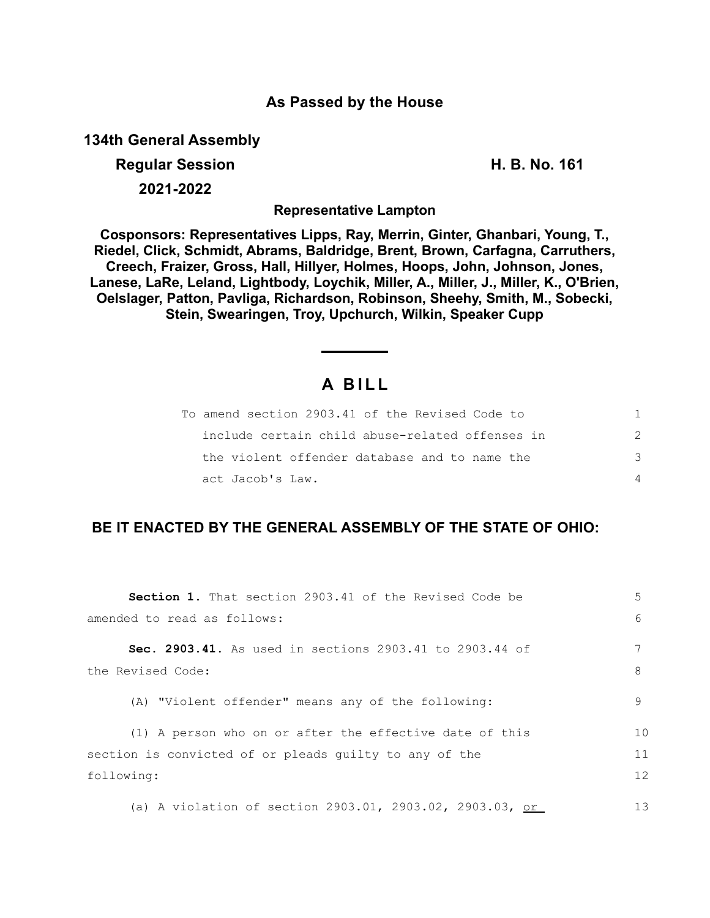**As Passed by the House**

**134th General Assembly**

**Regular Session** **H. B. No. 161**

**2021-2022**

**Representative Lampton**

**Cosponsors: Representatives Lipps, Ray, Merrin, Ginter, Ghanbari, Young, T., Riedel, Click, Schmidt, Abrams, Baldridge, Brent, Brown, Carfagna, Carruthers, Creech, Fraizer, Gross, Hall, Hillyer, Holmes, Hoops, John, Johnson, Jones, Lanese, LaRe, Leland, Lightbody, Loychik, Miller, A., Miller, J., Miller, K., O'Brien, Oelslager, Patton, Pavliga, Richardson, Robinson, Sheehy, Smith, M., Sobecki, Stein, Swearingen, Troy, Upchurch, Wilkin, Speaker Cupp**

# A BILL

To amend section 2903.41 of the Revised Code to include certain child abuse-related offenses in the violent offender database and to name the act Jacob's Law.

**BE IT ENACTED BY THE GENERAL ASSEMBLY OF THE STATE OF OHIO:**

**Section 1.** That section 2903.41 of the Revised Code be amended to read as follows:

**Sec. 2903.41.** As used in sections 2903.41 to 2903.44 of the Revised Code:

(A) "Violent offender" means any of the following:

(1) A person who on or after the effective date of this section is convicted of or pleads guilty to any of the following:

(a) A violation of section 2903.01, 2903.02, 2903.03, <u>or</u>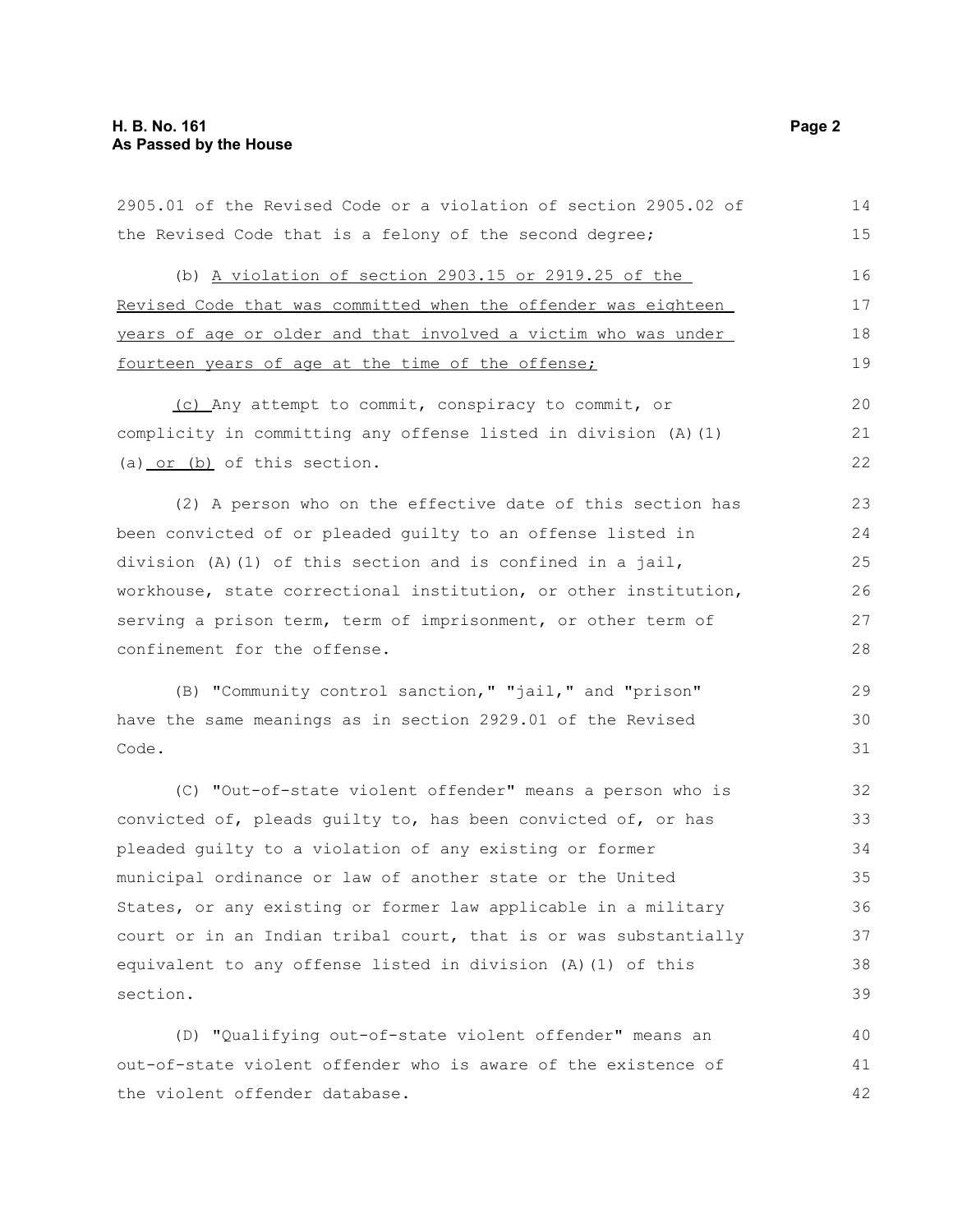2905.01 of the Revised Code or a violation of section 2905.02 of the Revised Code that is a felony of the second degree;

(b) A violation of section 2903.15 or 2919.25 of the Revised Code that was committed when the offender was eighteen years of age or older and that involved a victim who was under fourteen years of age at the time of the offense;

(c) Any attempt to commit, conspiracy to commit, or complicity in committing any offense listed in division (A)(1)(a) or (b) of this section.

(2) A person who on the effective date of this section has been convicted of or pleaded guilty to an offense listed in division (A)(1) of this section and is confined in a jail, workhouse, state correctional institution, or other institution, serving a prison term, term of imprisonment, or other term of confinement for the offense.

(B) "Community control sanction," "jail," and "prison" have the same meanings as in section 2929.01 of the Revised Code.

(C) "Out-of-state violent offender" means a person who is convicted of, pleads guilty to, has been convicted of, or has pleaded guilty to a violation of any existing or former municipal ordinance or law of another state or the United States, or any existing or former law applicable in a military court or in an Indian tribal court, that is or was substantially equivalent to any offense listed in division (A)(1) of this section.

(D) "Qualifying out-of-state violent offender" means an out-of-state violent offender who is aware of the existence of the violent offender database.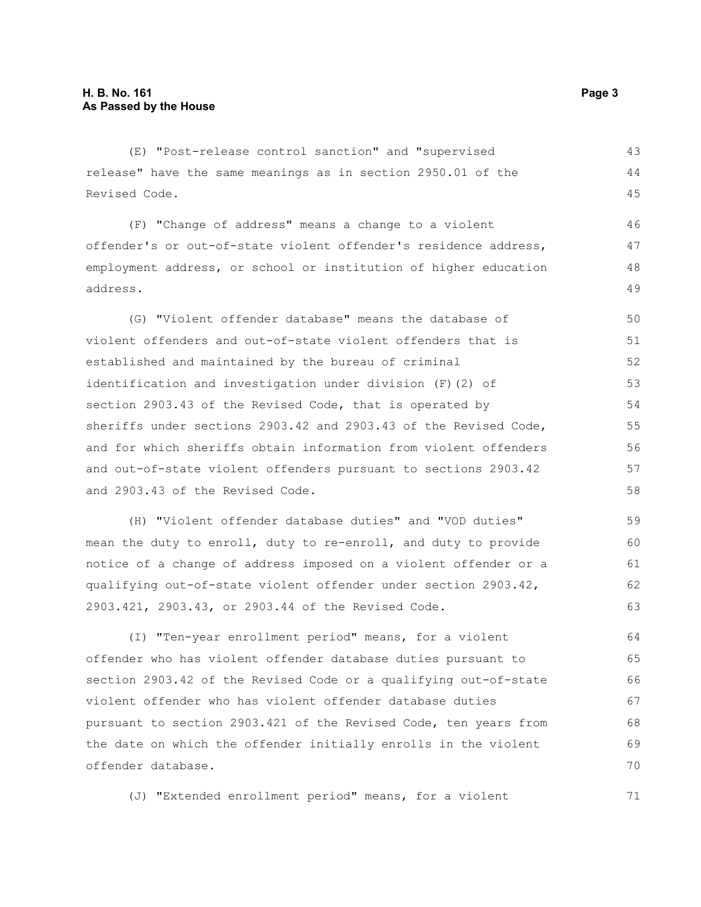(E) "Post-release control sanction" and "supervised release" have the same meanings as in section 2950.01 of the Revised Code.

(F) "Change of address" means a change to a violent offender's or out-of-state violent offender's residence address, employment address, or school or institution of higher education address.

(G) "Violent offender database" means the database of violent offenders and out-of-state violent offenders that is established and maintained by the bureau of criminal identification and investigation under division (F)(2) of section 2903.43 of the Revised Code, that is operated by sheriffs under sections 2903.42 and 2903.43 of the Revised Code, and for which sheriffs obtain information from violent offenders and out-of-state violent offenders pursuant to sections 2903.42 and 2903.43 of the Revised Code.

(H) "Violent offender database duties" and "VOD duties" mean the duty to enroll, duty to re-enroll, and duty to provide notice of a change of address imposed on a violent offender or a qualifying out-of-state violent offender under section 2903.42, 2903.421, 2903.43, or 2903.44 of the Revised Code.

(I) "Ten-year enrollment period" means, for a violent offender who has violent offender database duties pursuant to section 2903.42 of the Revised Code or a qualifying out-of-state violent offender who has violent offender database duties pursuant to section 2903.421 of the Revised Code, ten years from the date on which the offender initially enrolls in the violent offender database.

(J) "Extended enrollment period" means, for a violent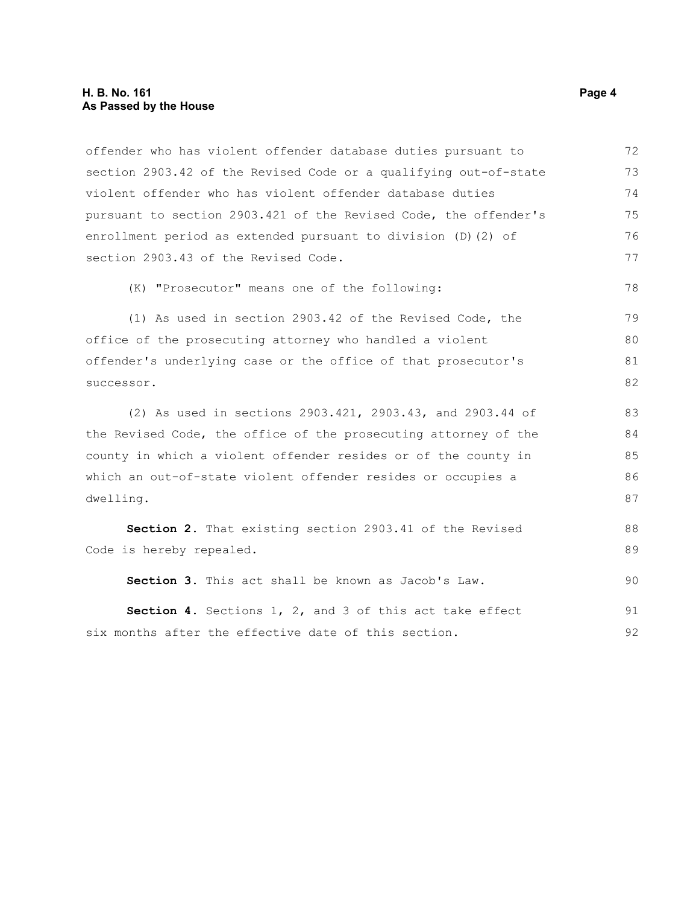offender who has violent offender database duties pursuant to section 2903.42 of the Revised Code or a qualifying out-of-state violent offender who has violent offender database duties pursuant to section 2903.421 of the Revised Code, the offender's enrollment period as extended pursuant to division (D)(2) of section 2903.43 of the Revised Code.

(K) "Prosecutor" means one of the following:

(1) As used in section 2903.42 of the Revised Code, the office of the prosecuting attorney who handled a violent offender's underlying case or the office of that prosecutor's successor.

(2) As used in sections 2903.421, 2903.43, and 2903.44 of the Revised Code, the office of the prosecuting attorney of the county in which a violent offender resides or of the county in which an out-of-state violent offender resides or occupies a dwelling.

**Section 2.** That existing section 2903.41 of the Revised Code is hereby repealed.

**Section 3.** This act shall be known as Jacob's Law.

**Section 4.** Sections 1, 2, and 3 of this act take effect six months after the effective date of this section.